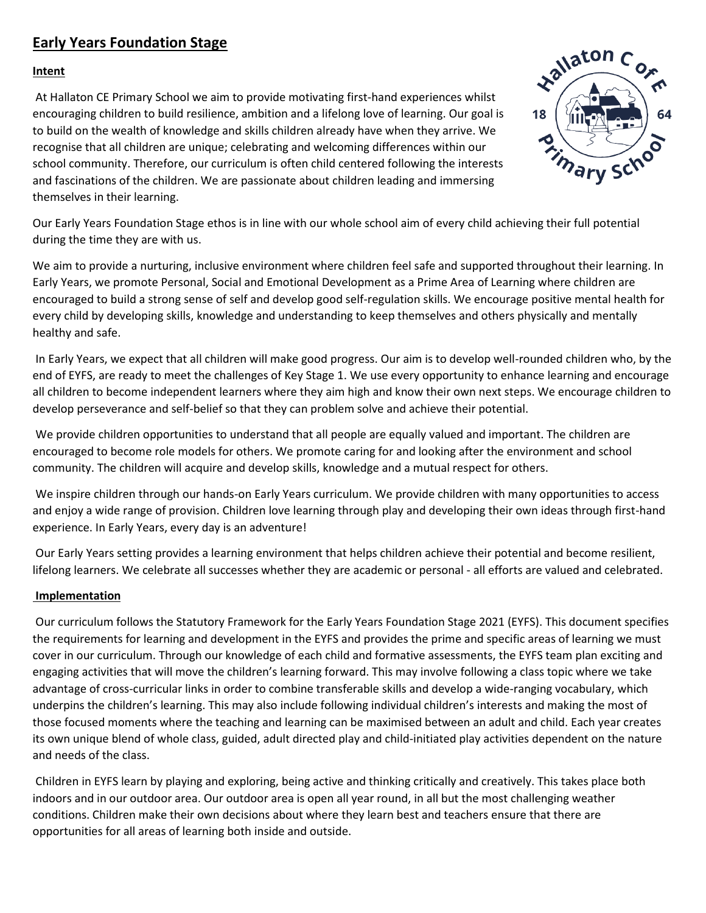# Early Years Foundation Stage

## Intent

At Hallaton CE Primary School we aim to provide motivating first-hand experiences whilst encouraging children to build resilience, ambition and a lifelong love of learning. Our goal is to build on the wealth of knowledge and skills children already have when they arrive. We recognise that all children are unique; celebrating and welcoming differences within our school community. Therefore, our curriculum is often child centered following the interests and fascinations of the children. We are passionate about children leading and immersing themselves in their learning.

Our Early Years Foundation Stage ethos is in line with our whole school aim of every child achieving their full potential during the time they are with us.

We aim to provide a nurturing, inclusive environment where children feel safe and supported throughout their learning. In Early Years, we promote Personal, Social and Emotional Development as a Prime Area of Learning where children are encouraged to build a strong sense of self and develop good self-regulation skills. We encourage positive mental health for every child by developing skills, knowledge and understanding to keep themselves and others physically and mentally healthy and safe.

In Early Years, we expect that all children will make good progress. Our aim is to develop well-rounded children who, by the end of EYFS, are ready to meet the challenges of Key Stage 1. We use every opportunity to enhance learning and encourage all children to become independent learners where they aim high and know their own next steps. We encourage children to develop perseverance and self-belief so that they can problem solve and achieve their potential.

We provide children opportunities to understand that all people are equally valued and important. The children are encouraged to become role models for others. We promote caring for and looking after the environment and school community. The children will acquire and develop skills, knowledge and a mutual respect for others.

We inspire children through our hands-on Early Years curriculum. We provide children with many opportunities to access and enjoy a wide range of provision. Children love learning through play and developing their own ideas through first-hand experience. In Early Years, every day is an adventure!

Our Early Years setting provides a learning environment that helps children achieve their potential and become resilient, lifelong learners. We celebrate all successes whether they are academic or personal - all efforts are valued and celebrated.

## Implementation

Our curriculum follows the Statutory Framework for the Early Years Foundation Stage 2021 (EYFS). This document specifies the requirements for learning and development in the EYFS and provides the prime and specific areas of learning we must cover in our curriculum. Through our knowledge of each child and formative assessments, the EYFS team plan exciting and engaging activities that will move the children's learning forward. This may involve following a class topic where we take advantage of cross-curricular links in order to combine transferable skills and develop a wide-ranging vocabulary, which underpins the children's learning. This may also include following individual children's interests and making the most of those focused moments where the teaching and learning can be maximised between an adult and child. Each year creates its own unique blend of whole class, guided, adult directed play and child-initiated play activities dependent on the nature and needs of the class.

Children in EYFS learn by playing and exploring, being active and thinking critically and creatively. This takes place both indoors and in our outdoor area. Our outdoor area is open all year round, in all but the most challenging weather conditions. Children make their own decisions about where they learn best and teachers ensure that there are opportunities for all areas of learning both inside and outside.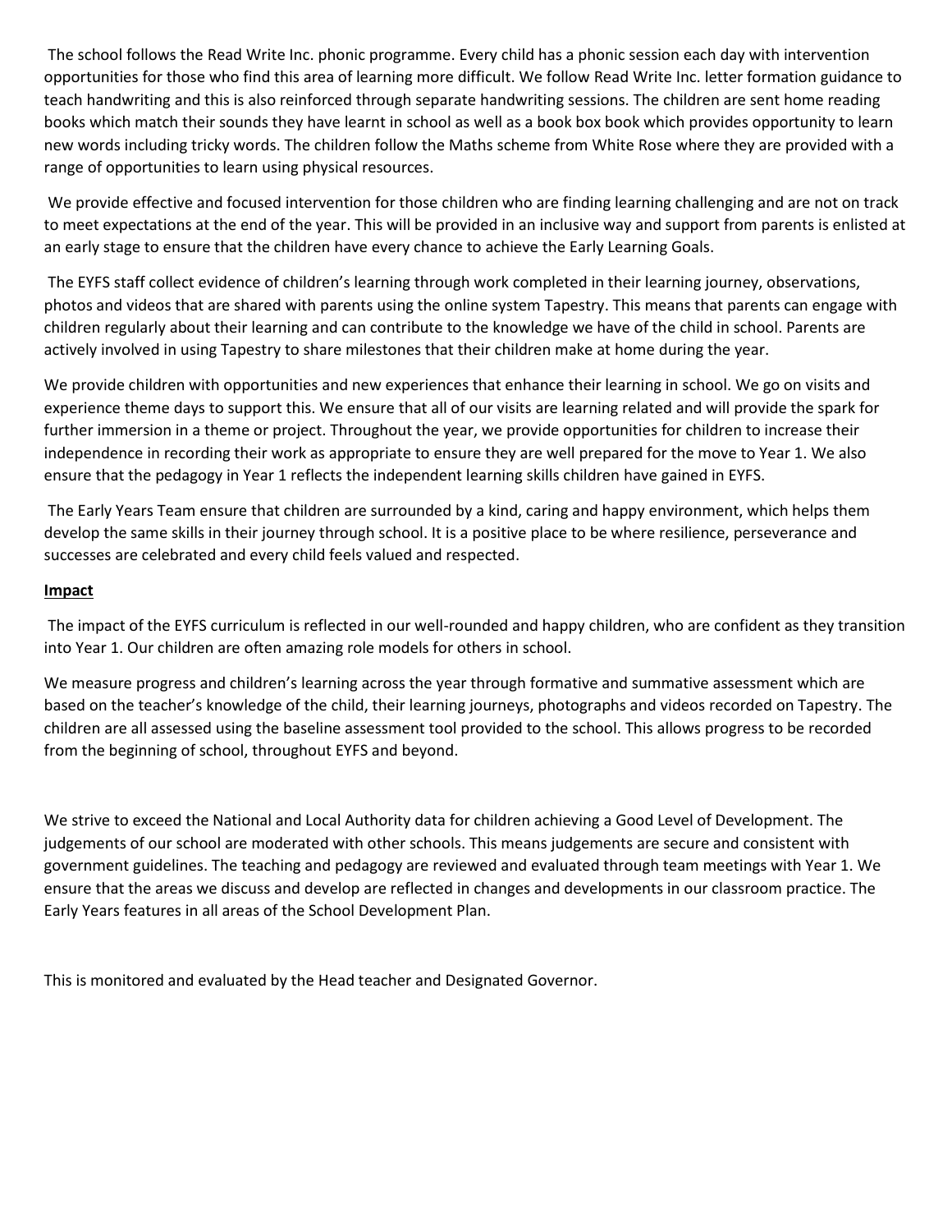The school follows the Read Write Inc. phonic programme. Every child has a phonic session each day with intervention opportunities for those who find this area of learning more difficult. We follow Read Write Inc. letter formation guidance to teach handwriting and this is also reinforced through separate handwriting sessions. The children are sent home reading books which match their sounds they have learnt in school as well as a book box book which provides opportunity to learn new words including tricky words. The children follow the Maths scheme from White Rose where they are provided with a range of opportunities to learn using physical resources.

We provide effective and focused intervention for those children who are finding learning challenging and are not on track to meet expectations at the end of the year. This will be provided in an inclusive way and support from parents is enlisted at an early stage to ensure that the children have every chance to achieve the Early Learning Goals.

The EYFS staff collect evidence of children's learning through work completed in their learning journey, observations, photos and videos that are shared with parents using the online system Tapestry. This means that parents can engage with children regularly about their learning and can contribute to the knowledge we have of the child in school. Parents are actively involved in using Tapestry to share milestones that their children make at home during the year.

We provide children with opportunities and new experiences that enhance their learning in school. We go on visits and experience theme days to support this. We ensure that all of our visits are learning related and will provide the spark for further immersion in a theme or project. Throughout the year, we provide opportunities for children to increase their independence in recording their work as appropriate to ensure they are well prepared for the move to Year 1. We also ensure that the pedagogy in Year 1 reflects the independent learning skills children have gained in EYFS.

The Early Years Team ensure that children are surrounded by a kind, caring and happy environment, which helps them develop the same skills in their journey through school. It is a positive place to be where resilience, perseverance and successes are celebrated and every child feels valued and respected.

**Impact**

The impact of the EYFS curriculum is reflected in our well-rounded and happy children, who are confident as they transition into Year 1. Our children are often amazing role models for others in school.

We measure progress and children's learning across the year through formative and summative assessment which are based on the teacher's knowledge of the child, their learning journeys, photographs and videos recorded on Tapestry. The children are all assessed using the baseline assessment tool provided to the school. This allows progress to be recorded from the beginning of school, throughout EYFS and beyond.

We strive to exceed the National and Local Authority data for children achieving a Good Level of Development. The judgements of our school are moderated with other schools. This means judgements are secure and consistent with government guidelines. The teaching and pedagogy are reviewed and evaluated through team meetings with Year 1. We ensure that the areas we discuss and develop are reflected in changes and developments in our classroom practice. The Early Years features in all areas of the School Development Plan.

This is monitored and evaluated by the Head teacher and Designated Governor.